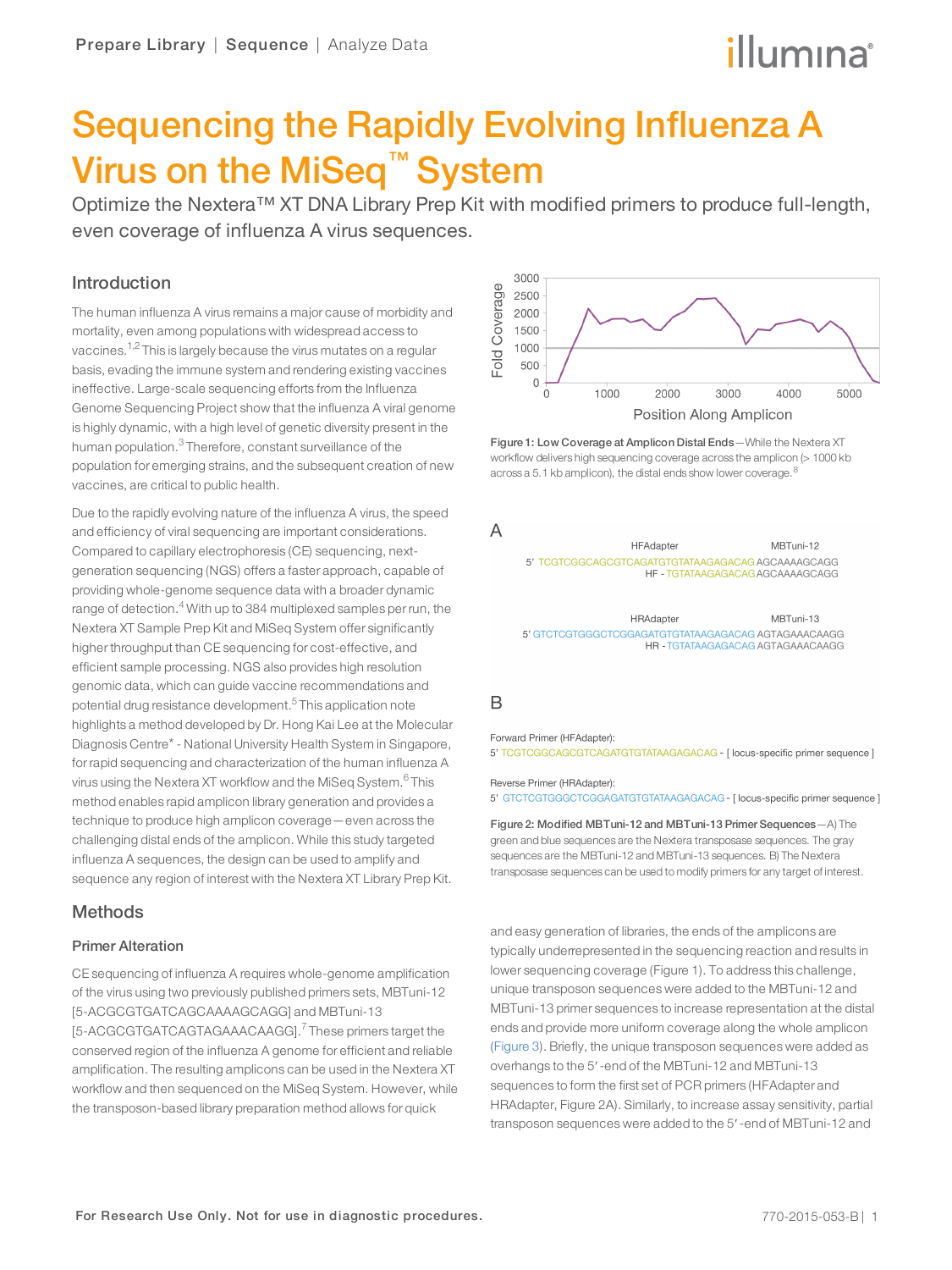# Sequencing the Rapidly Evolving Influenza A Virus on the MiSeq™ System

Optimize the Nextera™ XT DNA Library Prep Kit with modified primers to produce full-length, even coverage of influenza A virus sequences.

## Introduction

The human influenza A virus remains a major cause of morbidity and mortality, even among populations with widespread access to vaccines.[1,2] This is largely because the virus mutates on a regular basis, evading the immune system and rendering existing vaccines ineffective. Large-scale sequencing efforts from the Influenza Genome Sequencing Project show that the influenza A viral genome is highly dynamic, with a high level of genetic diversity present in the human population.[3] Therefore, constant surveillance of the population for emerging strains, and the subsequent creation of new vaccines, are critical to public health.

Due to the rapidly evolving nature of the influenza A virus, the speed and efficiency of viral sequencing are important considerations. Compared to capillary electrophoresis (CE) sequencing, next-generation sequencing (NGS) offers a faster approach, capable of providing whole-genome sequence data with a broader dynamic range of detection.[4] With up to 384 multiplexed samples per run, the Nextera XT Sample Prep Kit and MiSeq System offer significantly higher throughput than CE sequencing for cost-effective, and efficient sample processing. NGS also provides high resolution genomic data, which can guide vaccine recommendations and potential drug resistance development.[5] This application note highlights a method developed by Dr. Hong Kai Lee at the Molecular Diagnosis Centre* - National University Health System in Singapore, for rapid sequencing and characterization of the human influenza A virus using the Nextera XT workflow and the MiSeq System.[6] This method enables rapid amplicon library generation and provides a technique to produce high amplicon coverage—even across the challenging distal ends of the amplicon. While this study targeted influenza A sequences, the design can be used to amplify and sequence any region of interest with the Nextera XT Library Prep Kit.

## Methods

### Primer Alteration

CE sequencing of influenza A requires whole-genome amplification of the virus using two previously published primers sets, MBTuni-12 [5-ACGCGTGATCAGCAAAAGCAGG] and MBTuni-13 [5-ACGCGTGATCAGTAGAAACAAGG].[7] These primers target the conserved region of the influenza A genome for efficient and reliable amplification. The resulting amplicons can be used in the Nextera XT workflow and then sequenced on the MiSeq System. However, while the transposon-based library preparation method allows for quick and easy generation of libraries, the ends of the amplicons are typically underrepresented in the sequencing reaction and results in lower sequencing coverage (Figure 1). To address this challenge, unique transposon sequences were added to the MBTuni-12 and MBTuni-13 primer sequences to increase representation at the distal ends and provide more uniform coverage along the whole amplicon (Figure 3). Briefly, the unique transposon sequences were added as overhangs to the 5′-end of the MBTuni-12 and MBTuni-13 sequences to form the first set of PCR primers (HFAdapter and HRAdapter, Figure 2A). Similarly, to increase assay sensitivity, partial transposon sequences were added to the 5′-end of MBTuni-12 and

Fold Coverage
3000
2500
2000
1500
1000
500
0
0 1000 2000 3000 4000 5000
Position Along Amplicon

**Figure 1: Low Coverage at Amplicon Distal Ends**—While the Nextera XT workflow delivers high sequencing coverage across the amplicon (> 1000 kb across a 5.1 kb amplicon), the distal ends show lower coverage.[8]

A

HFAdapter MBTuni-12
5′ TCGTCGGCAGCGTCAGATGTGTATAAGAGACAG AGCAAAAGCAGG
HF - TGTATAAGAGACAG AGCAAAAGCAGG

HRAdapter MBTuni-13
5′ GTCTCGTGGGCTCGGAGATGTGTATAAGAGACAG AGTAGAAACAAGG
HR - TGTATAAGAGACAG AGTAGAAACAAGG

B

Forward Primer (HFAdapter):
5′ TCGTCGGCAGCGTCAGATGTGTATAAGAGACAG - [ locus-specific primer sequence ]

Reverse Primer (HRAdapter):
5′ GTCTCGTGGGCTCGGAGATGTGTATAAGAGACAG - [ locus-specific primer sequence ]

**Figure 2: Modified MBTuni-12 and MBTuni-13 Primer Sequences**—A) The green and blue sequences are the Nextera transposase sequences. The gray sequences are the MBTuni-12 and MBTuni-13 sequences. B) The Nextera transposase sequences can be used to modify primers for any target of interest.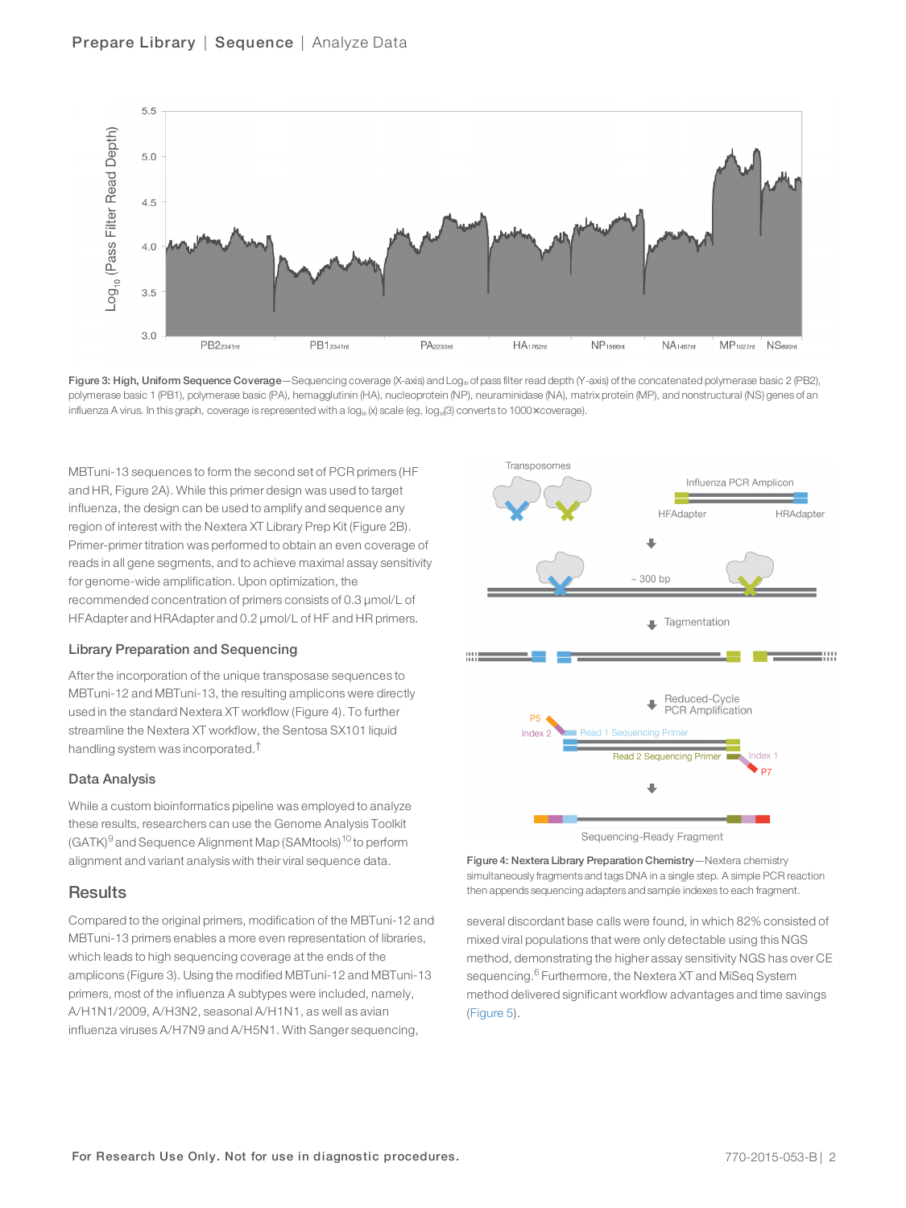Figure 3: High, Uniform Sequence Coverage—Sequencing coverage (X-axis) and $Log_{10}$ of pass filter read depth (Y-axis) of the concatenated polymerase basic 2 (PB2), polymerase basic 1 (PB1), polymerase basic (PA), hemagglutinin (HA), nucleoprotein (NP), neuraminidase (NA), matrix protein (MP), and nonstructural (NS) genes of an influenza A virus. In this graph, coverage is represented with a $log_{10}$ (x) scale (eg, $log_{10}(3)$ converts to 1000×coverage).

MBTuni-13 sequences to form the second set of PCR primers (HF and HR, Figure 2A). While this primer design was used to target influenza, the design can be used to amplify and sequence any region of interest with the Nextera XT Library Prep Kit (Figure 2B). Primer-primer titration was performed to obtain an even coverage of reads in all gene segments, and to achieve maximal assay sensitivity for genome-wide amplification. Upon optimization, the recommended concentration of primers consists of 0.3 µmol/L of HFAdapter and HRAdapter and 0.2 µmol/L of HF and HR primers.

### Library Preparation and Sequencing

After the incorporation of the unique transposase sequences to MBTuni-12 and MBTuni-13, the resulting amplicons were directly used in the standard Nextera XT workflow (Figure 4). To further streamline the Nextera XT workflow, the Sentosa SX101 liquid handling system was incorporated.†

### Data Analysis

While a custom bioinformatics pipeline was employed to analyze these results, researchers can use the Genome Analysis Toolkit (GATK)[9] and Sequence Alignment Map (SAMtools)[10] to perform alignment and variant analysis with their viral sequence data.

## Results

Compared to the original primers, modification of the MBTuni-12 and MBTuni-13 primers enables a more even representation of libraries, which leads to high sequencing coverage at the ends of the amplicons (Figure 3). Using the modified MBTuni-12 and MBTuni-13 primers, most of the influenza A subtypes were included, namely, A/H1N1/2009, A/H3N2, seasonal A/H1N1, as well as avian influenza viruses A/H7N9 and A/H5N1. With Sanger sequencing, several discordant base calls were found, in which 82% consisted of mixed viral populations that were only detectable using this NGS method, demonstrating the higher assay sensitivity NGS has over CE sequencing.[6] Furthermore, the Nextera XT and MiSeq System method delivered significant workflow advantages and time savings (Figure 5).

Figure 4: Nextera Library Preparation Chemistry—Nextera chemistry simultaneously fragments and tags DNA in a single step. A simple PCR reaction then appends sequencing adapters and sample indexes to each fragment.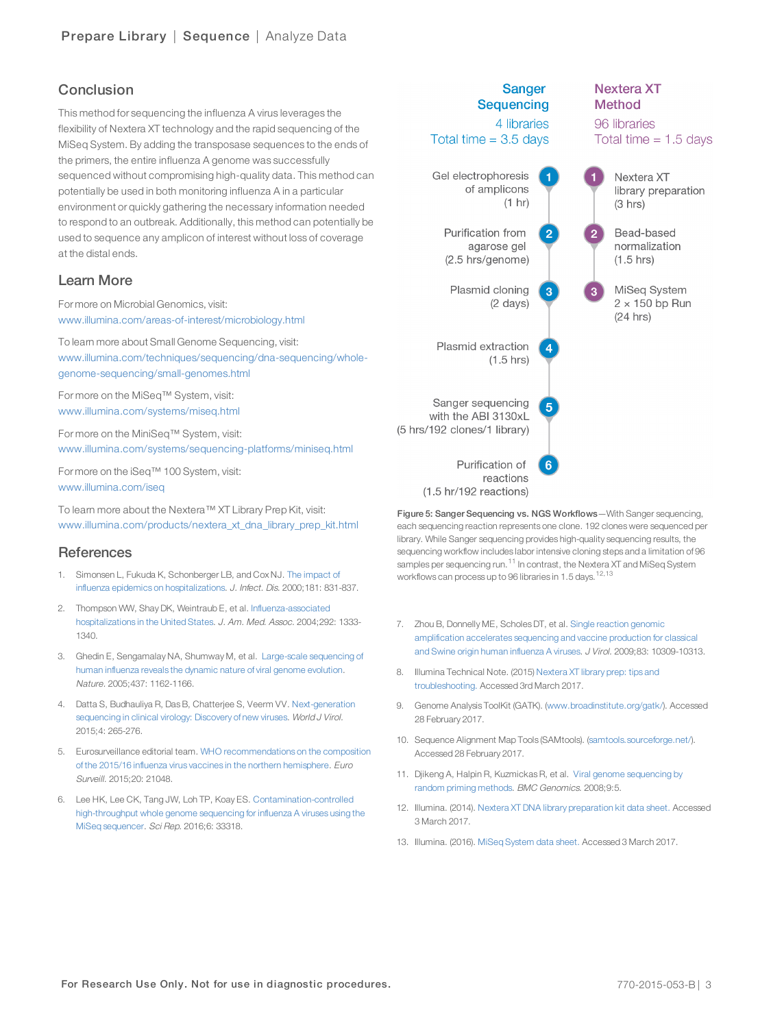## Conclusion

This method for sequencing the influenza A virus leverages the flexibility of Nextera XT technology and the rapid sequencing of the MiSeq System. By adding the transposase sequences to the ends of the primers, the entire influenza A genome was successfully sequenced without compromising high-quality data. This method can potentially be used in both monitoring influenza A in a particular environment or quickly gathering the necessary information needed to respond to an outbreak. Additionally, this method can potentially be used to sequence any amplicon of interest without loss of coverage at the distal ends.

## Learn More

For more on Microbial Genomics, visit:
www.illumina.com/areas-of-interest/microbiology.html

To learn more about Small Genome Sequencing, visit:
www.illumina.com/techniques/sequencing/dna-sequencing/whole-genome-sequencing/small-genomes.html

For more on the MiSeq™ System, visit:
www.illumina.com/systems/miseq.html

For more on the MiniSeq™ System, visit:
www.illumina.com/systems/sequencing-platforms/miniseq.html

For more on the iSeq™ 100 System, visit:
www.illumina.com/iseq

To learn more about the Nextera™ XT Library Prep Kit, visit:
www.illumina.com/products/nextera_xt_dna_library_prep_kit.html

| Sanger Sequencing<br>4 libraries<br>Total time = 3.5 days | Nextera XT Method<br>96 libraries<br>Total time = 1.5 days |
|---|---|
| 1. Gel electrophoresis of amplicons (1 hr) | 1. Nextera XT library preparation (3 hrs) |
| 2. Purification from agarose gel (2.5 hrs/genome) | 2. Bead-based normalization (1.5 hrs) |
| 3. Plasmid cloning (2 days) | 3. MiSeq System 2 × 150 bp Run (24 hrs) |
| 4. Plasmid extraction (1.5 hrs) | |
| 5. Sanger sequencing with the ABI 3130xL (5 hrs/192 clones/1 library) | |
| 6. Purification of reactions (1.5 hr/192 reactions) | |

**Figure 5: Sanger Sequencing vs. NGS Workflows**—With Sanger sequencing, each sequencing reaction represents one clone. 192 clones were sequenced per library. While Sanger sequencing provides high-quality sequencing results, the sequencing workflow includes labor intensive cloning steps and a limitation of 96 samples per sequencing run.[11] In contrast, the Nextera XT and MiSeq System workflows can process up to 96 libraries in 1.5 days.[12,13]

## References

1. Simonsen L, Fukuda K, Schonberger LB, and Cox NJ. The impact of influenza epidemics on hospitalizations. *J. Infect. Dis.* 2000;181: 831-837.
2. Thompson WW, Shay DK, Weintraub E, et al. Influenza-associated hospitalizations in the United States. *J. Am. Med. Assoc.* 2004;292: 1333-1340.
3. Ghedin E, Sengamalay NA, Shumway M, et al. Large-scale sequencing of human influenza reveals the dynamic nature of viral genome evolution. *Nature.* 2005;437: 1162-1166.
4. Datta S, Budhauliya R, Das B, Chatterjee S, Veerm VV. Next-generation sequencing in clinical virology: Discovery of new viruses. *World J Virol.* 2015;4: 265-276.
5. Eurosurveillance editorial team. WHO recommendations on the composition of the 2015/16 influenza virus vaccines in the northern hemisphere. *Euro Surveill.* 2015;20: 21048.
6. Lee HK, Lee CK, Tang JW, Loh TP, Koay ES. Contamination-controlled high-throughput whole genome sequencing for influenza A viruses using the MiSeq sequencer. *Sci Rep.* 2016;6: 33318.
7. Zhou B, Donnelly ME, Scholes DT, et al. Single reaction genomic amplification accelerates sequencing and vaccine production for classical and Swine origin human influenza A viruses. *J Virol.* 2009;83: 10309-10313.
8. Illumina Technical Note. (2015) Nextera XT library prep: tips and troubleshooting. Accessed 3rd March 2017.
9. Genome Analysis ToolKit (GATK). (www.broadinstitute.org/gatk/). Accessed 28 February 2017.
10. Sequence Alignment Map Tools (SAMtools). (samtools.sourceforge.net/). Accessed 28 February 2017.
11. Djikeng A, Halpin R, Kuzmickas R, et al. Viral genome sequencing by random priming methods. *BMC Genomics.* 2008;9:5.
12. Illumina. (2014). Nextera XT DNA library preparation kit data sheet. Accessed 3 March 2017.
13. Illumina. (2016). MiSeq System data sheet. Accessed 3 March 2017.

For Research Use Only. Not for use in diagnostic procedures.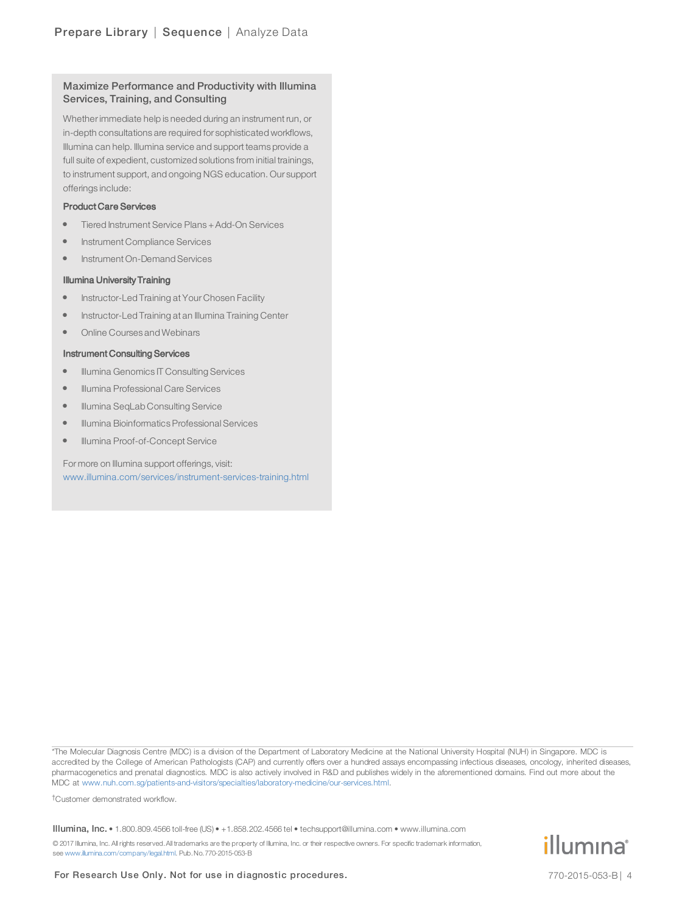## Maximize Performance and Productivity with Illumina Services, Training, and Consulting

Whether immediate help is needed during an instrument run, or in-depth consultations are required for sophisticated workflows, Illumina can help. Illumina service and support teams provide a full suite of expedient, customized solutions from initial trainings, to instrument support, and ongoing NGS education. Our support offerings include:

**Product Care Services**

- Tiered Instrument Service Plans + Add-On Services
- Instrument Compliance Services
- Instrument On-Demand Services

**Illumina University Training**

- Instructor-Led Training at Your Chosen Facility
- Instructor-Led Training at an Illumina Training Center
- Online Courses and Webinars

**Instrument Consulting Services**

- Illumina Genomics IT Consulting Services
- Illumina Professional Care Services
- Illumina SeqLab Consulting Service
- Illumina Bioinformatics Professional Services
- Illumina Proof-of-Concept Service

For more on Illumina support offerings, visit: www.illumina.com/services/instrument-services-training.html

*The Molecular Diagnosis Centre (MDC) is a division of the Department of Laboratory Medicine at the National University Hospital (NUH) in Singapore. MDC is accredited by the College of American Pathologists (CAP) and currently offers over a hundred assays encompassing infectious diseases, oncology, inherited diseases, pharmacogenetics and prenatal diagnostics. MDC is also actively involved in R&D and publishes widely in the aforementioned domains. Find out more about the MDC at www.nuh.com.sg/patients-and-visitors/specialties/laboratory-medicine/our-services.html.

†Customer demonstrated workflow.

**Illumina, Inc.** • 1.800.809.4566 toll-free (US) • +1.858.202.4566 tel • techsupport@illumina.com • www.illumina.com

© 2017 Illumina, Inc. All rights reserved. All trademarks are the property of Illumina, Inc. or their respective owners. For specific trademark information, see www.illumina.com/company/legal.html. Pub. No. 770-2015-053-B

**For Research Use Only. Not for use in diagnostic procedures.**